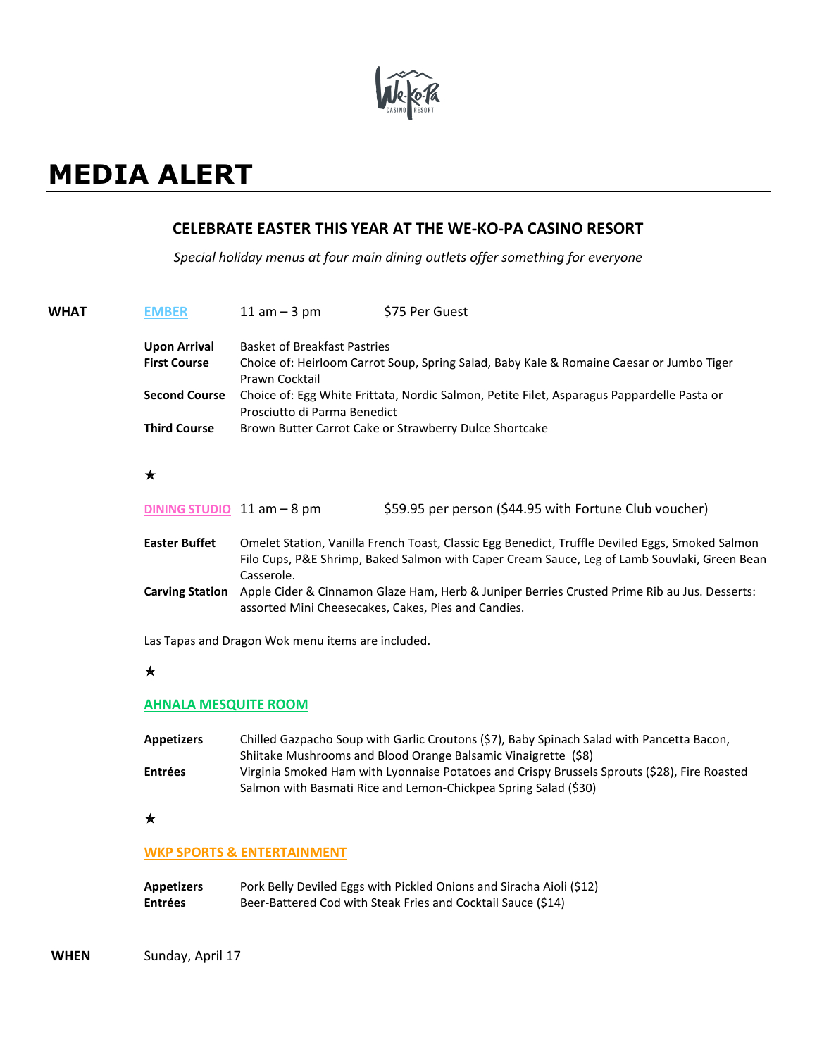# MEDIA ALERT

## CELEBRATE EASTER THIS YEAR AT THE WE-KO-PA CASINO RESORT

*Special holiday menus at four main dining outlets offer something for everyone*

**WHAT**

**EMBER** 11 am – 3 pm $75 Per Guest

**Upon Arrival** Basket of Breakfast Pastries

**First Course** Choice of: Heirloom Carrot Soup, Spring Salad, Baby Kale & Romaine Caesar or Jumbo Tiger Prawn Cocktail

**Second Course** Choice of: Egg White Frittata, Nordic Salmon, Petite Filet, Asparagus Pappardelle Pasta or Prosciutto di Parma Benedict

**Third Course** Brown Butter Carrot Cake or Strawberry Dulce Shortcake

★

**DINING STUDIO** 11 am – 8 pm $59.95 per person ($44.95 with Fortune Club voucher)

**Easter Buffet** Omelet Station, Vanilla French Toast, Classic Egg Benedict, Truffle Deviled Eggs, Smoked Salmon Filo Cups, P&E Shrimp, Baked Salmon with Caper Cream Sauce, Leg of Lamb Souvlaki, Green Bean Casserole.

**Carving Station** Apple Cider & Cinnamon Glaze Ham, Herb & Juniper Berries Crusted Prime Rib au Jus. Desserts: assorted Mini Cheesecakes, Cakes, Pies and Candies.

Las Tapas and Dragon Wok menu items are included.

★

**AHNALA MESQUITE ROOM**

**Appetizers** Chilled Gazpacho Soup with Garlic Croutons ($7), Baby Spinach Salad with Pancetta Bacon, Shiitake Mushrooms and Blood Orange Balsamic Vinaigrette ($8)

**Entrées** Virginia Smoked Ham with Lyonnaise Potatoes and Crispy Brussels Sprouts ($28), Fire Roasted Salmon with Basmati Rice and Lemon-Chickpea Spring Salad ($30)

★

**WKP SPORTS & ENTERTAINMENT**

**Appetizers** Pork Belly Deviled Eggs with Pickled Onions and Siracha Aioli ($12)

**Entrées** Beer-Battered Cod with Steak Fries and Cocktail Sauce ($14)

**WHEN** Sunday, April 17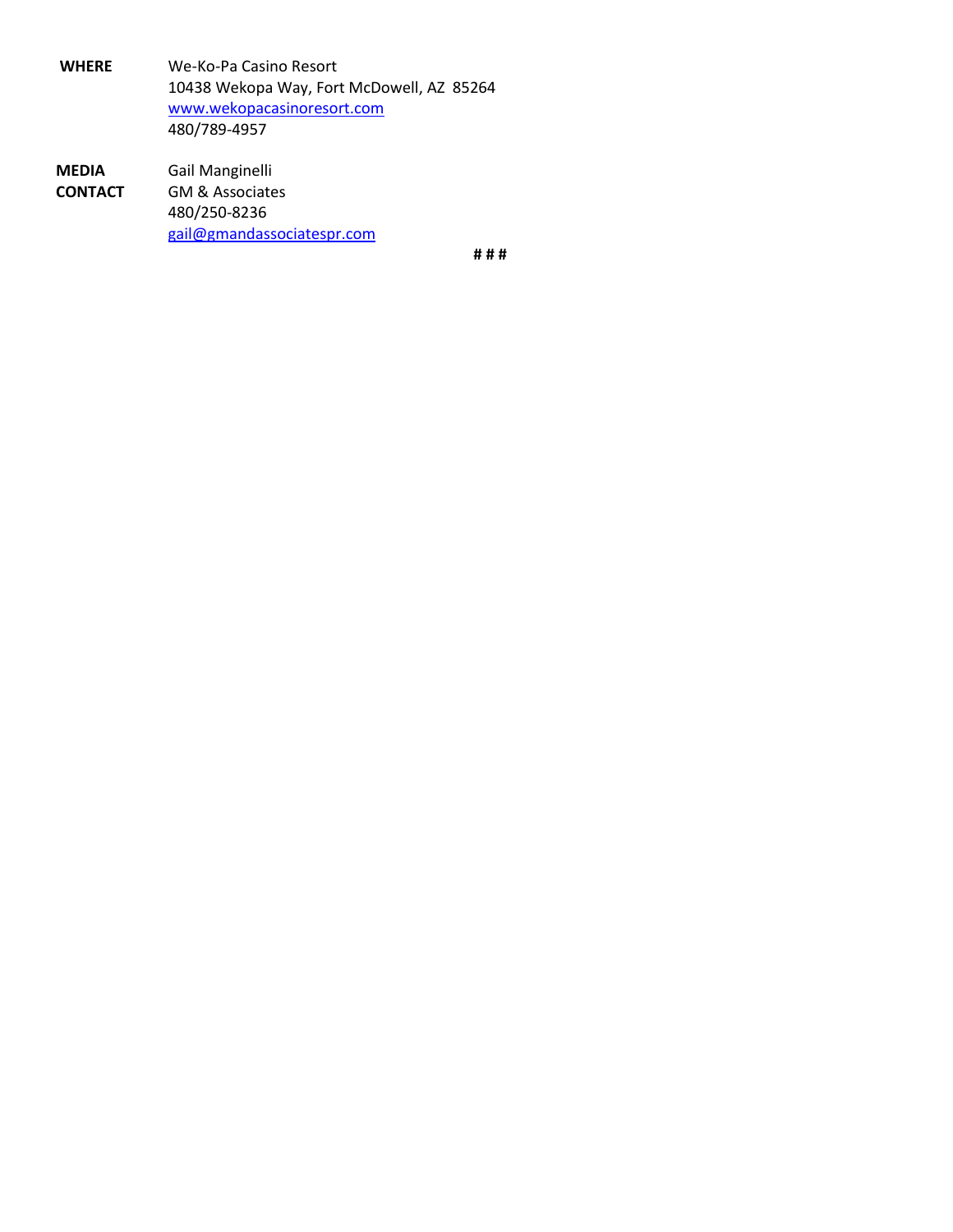**WHERE** We-Ko-Pa Casino Resort
10438 Wekopa Way, Fort McDowell, AZ 85264
www.wekopacasinoresort.com
480/789-4957

**MEDIA CONTACT** Gail Manginelli
GM & Associates
480/250-8236
gail@gmandassociatespr.com

**# # #**